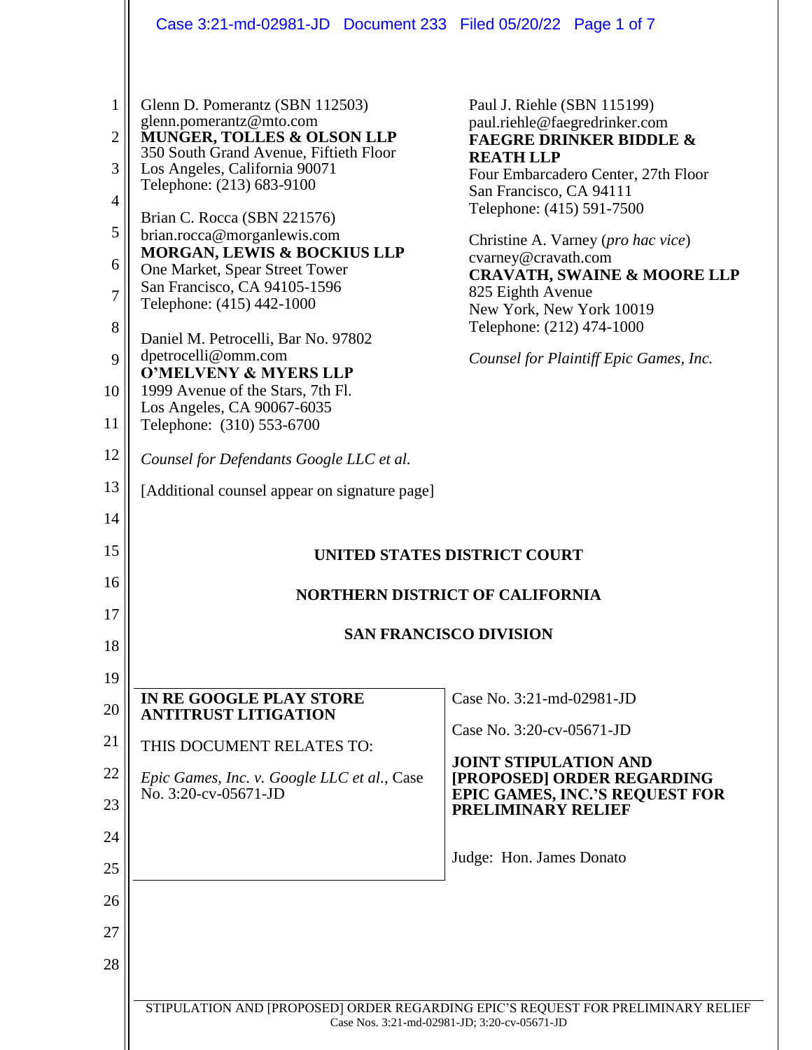Glenn D. Pomerantz (SBN 112503)
glenn.pomerantz@mto.com
**MUNGER, TOLLES & OLSON LLP**
350 South Grand Avenue, Fiftieth Floor
Los Angeles, California 90071
Telephone: (213) 683-9100

Brian C. Rocca (SBN 221576)
brian.rocca@morganlewis.com
**MORGAN, LEWIS & BOCKIUS LLP**
One Market, Spear Street Tower
San Francisco, CA 94105-1596
Telephone: (415) 442-1000

Daniel M. Petrocelli, Bar No. 97802
dpetrocelli@omm.com
**O'MELVENY & MYERS LLP**
1999 Avenue of the Stars, 7th Fl.
Los Angeles, CA 90067-6035
Telephone: (310) 553-6700

*Counsel for Defendants Google LLC et al.*

[Additional counsel appear on signature page]

Paul J. Riehle (SBN 115199)
paul.riehle@faegredrinker.com
**FAEGRE DRINKER BIDDLE & REATH LLP**
Four Embarcadero Center, 27th Floor
San Francisco, CA 94111
Telephone: (415) 591-7500

Christine A. Varney (*pro hac vice*)
cvarney@cravath.com
**CRAVATH, SWAINE & MOORE LLP**
825 Eighth Avenue
New York, New York 10019
Telephone: (212) 474-1000

*Counsel for Plaintiff Epic Games, Inc.*

**UNITED STATES DISTRICT COURT**

**NORTHERN DISTRICT OF CALIFORNIA**

**SAN FRANCISCO DIVISION**

**IN RE GOOGLE PLAY STORE ANTITRUST LITIGATION**

THIS DOCUMENT RELATES TO:

*Epic Games, Inc. v. Google LLC et al.*, Case No. 3:20-cv-05671-JD

Case No. 3:21-md-02981-JD

Case No. 3:20-cv-05671-JD

**JOINT STIPULATION AND [PROPOSED] ORDER REGARDING EPIC GAMES, INC.'S REQUEST FOR PRELIMINARY RELIEF**

Judge: Hon. James Donato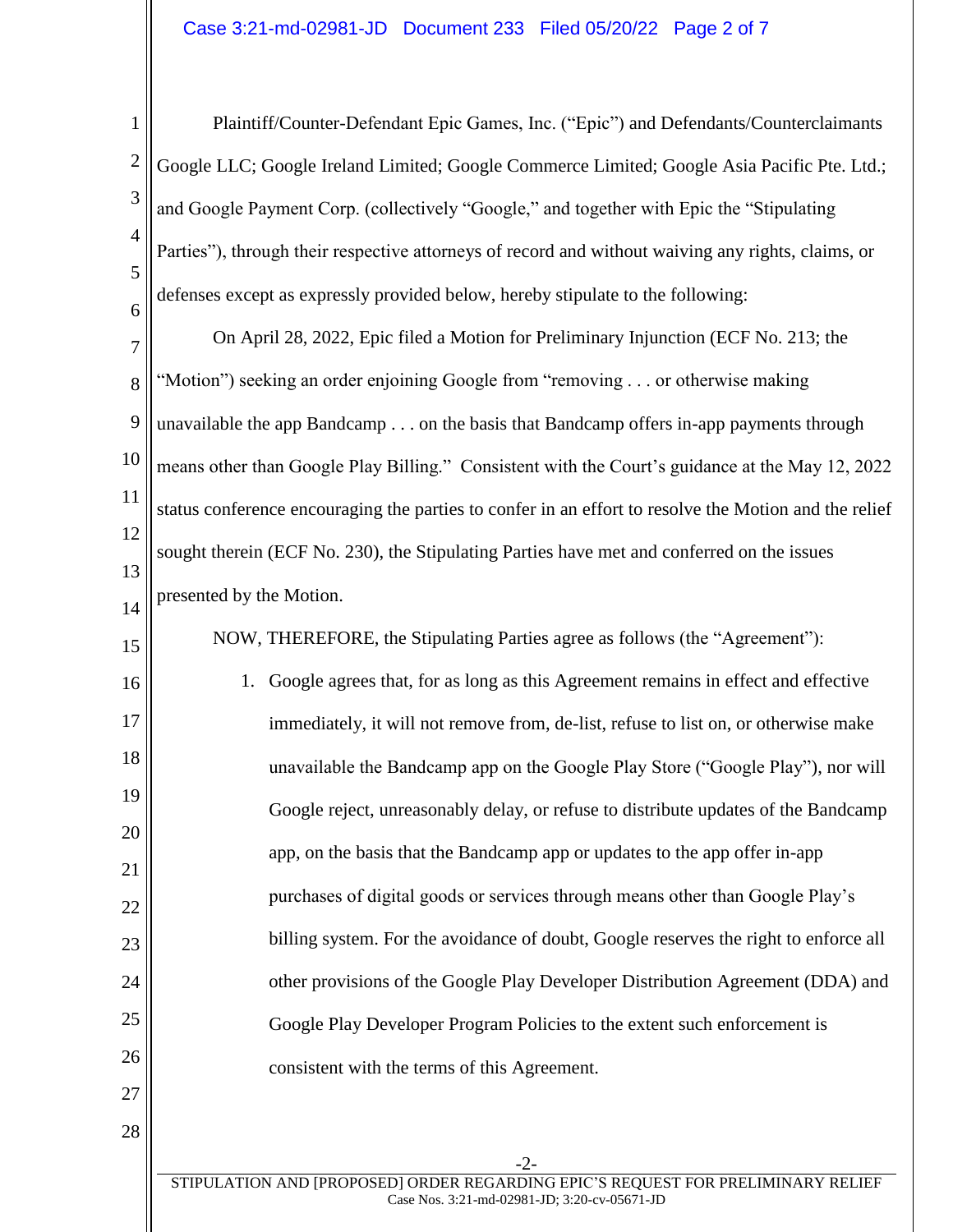Plaintiff/Counter-Defendant Epic Games, Inc. ("Epic") and Defendants/Counterclaimants Google LLC; Google Ireland Limited; Google Commerce Limited; Google Asia Pacific Pte. Ltd.; and Google Payment Corp. (collectively "Google," and together with Epic the "Stipulating Parties"), through their respective attorneys of record and without waiving any rights, claims, or defenses except as expressly provided below, hereby stipulate to the following:

On April 28, 2022, Epic filed a Motion for Preliminary Injunction (ECF No. 213; the "Motion") seeking an order enjoining Google from "removing . . . or otherwise making unavailable the app Bandcamp . . . on the basis that Bandcamp offers in-app payments through means other than Google Play Billing." Consistent with the Court's guidance at the May 12, 2022 status conference encouraging the parties to confer in an effort to resolve the Motion and the relief sought therein (ECF No. 230), the Stipulating Parties have met and conferred on the issues presented by the Motion.

NOW, THEREFORE, the Stipulating Parties agree as follows (the "Agreement"):

1. Google agrees that, for as long as this Agreement remains in effect and effective immediately, it will not remove from, de-list, refuse to list on, or otherwise make unavailable the Bandcamp app on the Google Play Store ("Google Play"), nor will Google reject, unreasonably delay, or refuse to distribute updates of the Bandcamp app, on the basis that the Bandcamp app or updates to the app offer in-app purchases of digital goods or services through means other than Google Play's billing system. For the avoidance of doubt, Google reserves the right to enforce all other provisions of the Google Play Developer Distribution Agreement (DDA) and Google Play Developer Program Policies to the extent such enforcement is consistent with the terms of this Agreement.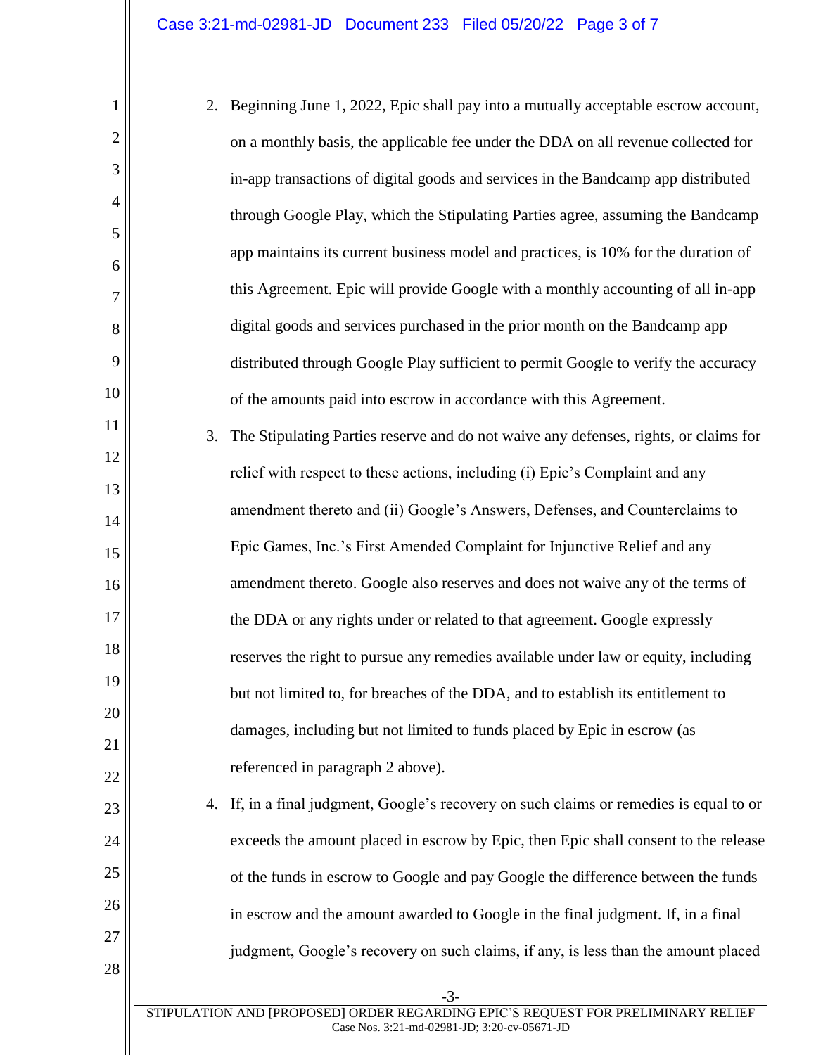2. Beginning June 1, 2022, Epic shall pay into a mutually acceptable escrow account, on a monthly basis, the applicable fee under the DDA on all revenue collected for in-app transactions of digital goods and services in the Bandcamp app distributed through Google Play, which the Stipulating Parties agree, assuming the Bandcamp app maintains its current business model and practices, is 10% for the duration of this Agreement. Epic will provide Google with a monthly accounting of all in-app digital goods and services purchased in the prior month on the Bandcamp app distributed through Google Play sufficient to permit Google to verify the accuracy of the amounts paid into escrow in accordance with this Agreement.

3. The Stipulating Parties reserve and do not waive any defenses, rights, or claims for relief with respect to these actions, including (i) Epic's Complaint and any amendment thereto and (ii) Google's Answers, Defenses, and Counterclaims to Epic Games, Inc.'s First Amended Complaint for Injunctive Relief and any amendment thereto. Google also reserves and does not waive any of the terms of the DDA or any rights under or related to that agreement. Google expressly reserves the right to pursue any remedies available under law or equity, including but not limited to, for breaches of the DDA, and to establish its entitlement to damages, including but not limited to funds placed by Epic in escrow (as referenced in paragraph 2 above).

4. If, in a final judgment, Google's recovery on such claims or remedies is equal to or exceeds the amount placed in escrow by Epic, then Epic shall consent to the release of the funds in escrow to Google and pay Google the difference between the funds in escrow and the amount awarded to Google in the final judgment. If, in a final judgment, Google's recovery on such claims, if any, is less than the amount placed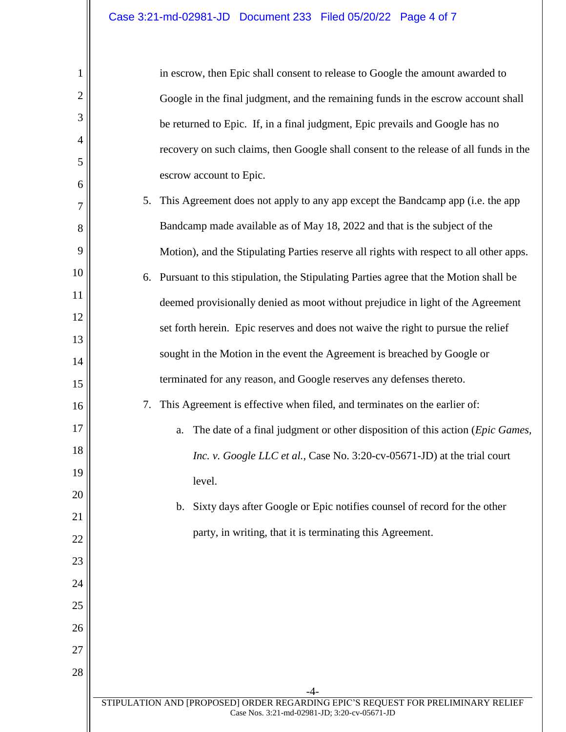in escrow, then Epic shall consent to release to Google the amount awarded to Google in the final judgment, and the remaining funds in the escrow account shall be returned to Epic. If, in a final judgment, Epic prevails and Google has no recovery on such claims, then Google shall consent to the release of all funds in the escrow account to Epic.

5. This Agreement does not apply to any app except the Bandcamp app (i.e. the app Bandcamp made available as of May 18, 2022 and that is the subject of the Motion), and the Stipulating Parties reserve all rights with respect to all other apps.

6. Pursuant to this stipulation, the Stipulating Parties agree that the Motion shall be deemed provisionally denied as moot without prejudice in light of the Agreement set forth herein. Epic reserves and does not waive the right to pursue the relief sought in the Motion in the event the Agreement is breached by Google or terminated for any reason, and Google reserves any defenses thereto.

7. This Agreement is effective when filed, and terminates on the earlier of:

    a. The date of a final judgment or other disposition of this action (*Epic Games, Inc. v. Google LLC et al.*, Case No. 3:20-cv-05671-JD) at the trial court level.

    b. Sixty days after Google or Epic notifies counsel of record for the other party, in writing, that it is terminating this Agreement.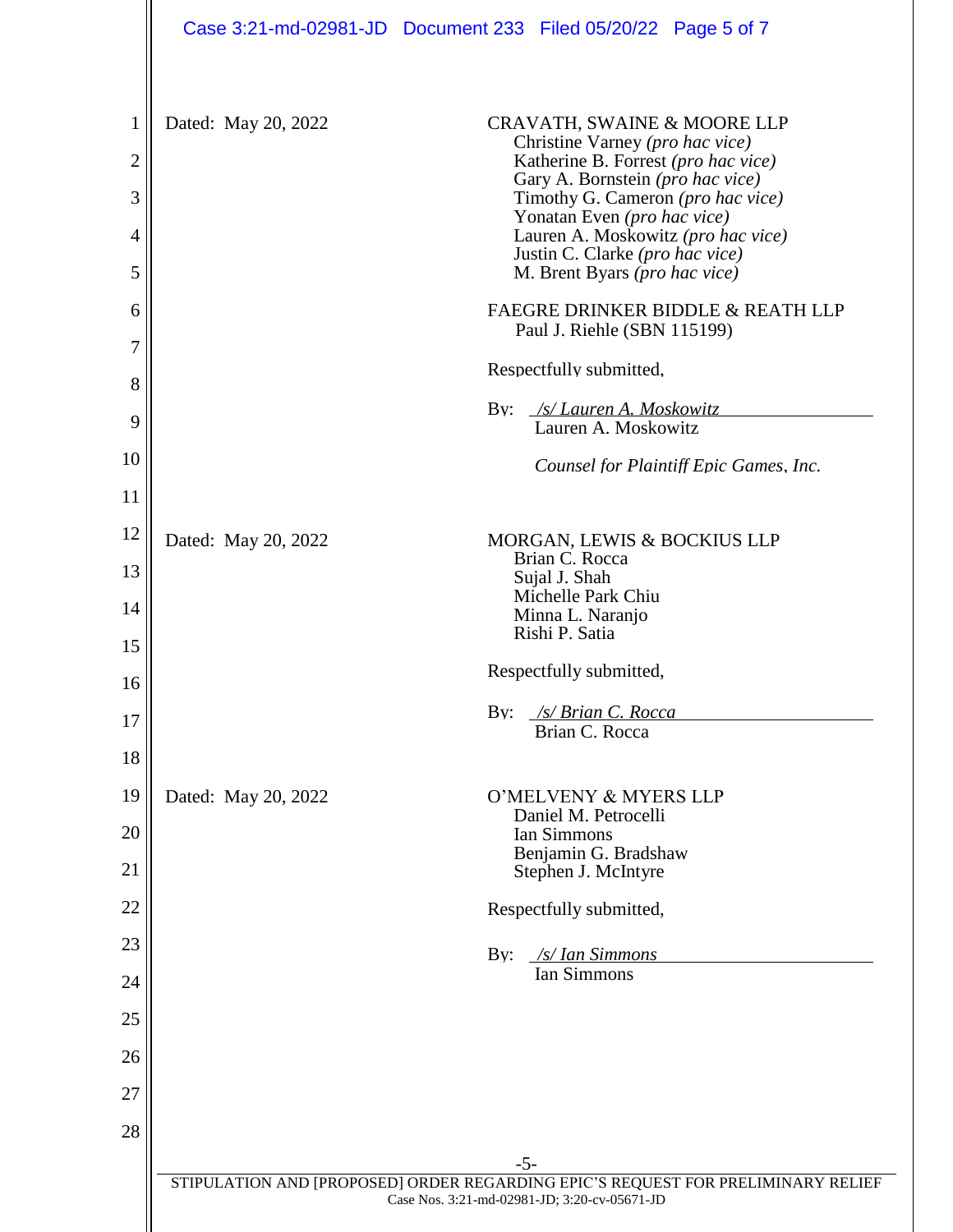Dated: May 20, 2022

CRAVATH, SWAINE & MOORE LLP
Christine Varney *(pro hac vice)*
Katherine B. Forrest *(pro hac vice)*
Gary A. Bornstein *(pro hac vice)*
Timothy G. Cameron *(pro hac vice)*
Yonatan Even *(pro hac vice)*
Lauren A. Moskowitz *(pro hac vice)*
Justin C. Clarke *(pro hac vice)*
M. Brent Byars *(pro hac vice)*

FAEGRE DRINKER BIDDLE & REATH LLP
Paul J. Riehle (SBN 115199)

Respectfully submitted,

By: *_/s/ Lauren A. Moskowitz_*
Lauren A. Moskowitz

*Counsel for Plaintiff Epic Games, Inc.*

Dated: May 20, 2022

MORGAN, LEWIS & BOCKIUS LLP
Brian C. Rocca
Sujal J. Shah
Michelle Park Chiu
Minna L. Naranjo
Rishi P. Satia

Respectfully submitted,

By: *_/s/ Brian C. Rocca_*
Brian C. Rocca

Dated: May 20, 2022

O'MELVENY & MYERS LLP
Daniel M. Petrocelli
Ian Simmons
Benjamin G. Bradshaw
Stephen J. McIntyre

Respectfully submitted,

By: *_/s/ Ian Simmons_*
Ian Simmons

STIPULATION AND [PROPOSED] ORDER REGARDING EPIC'S REQUEST FOR PRELIMINARY RELIEF
Case Nos. 3:21-md-02981-JD; 3:20-cv-05671-JD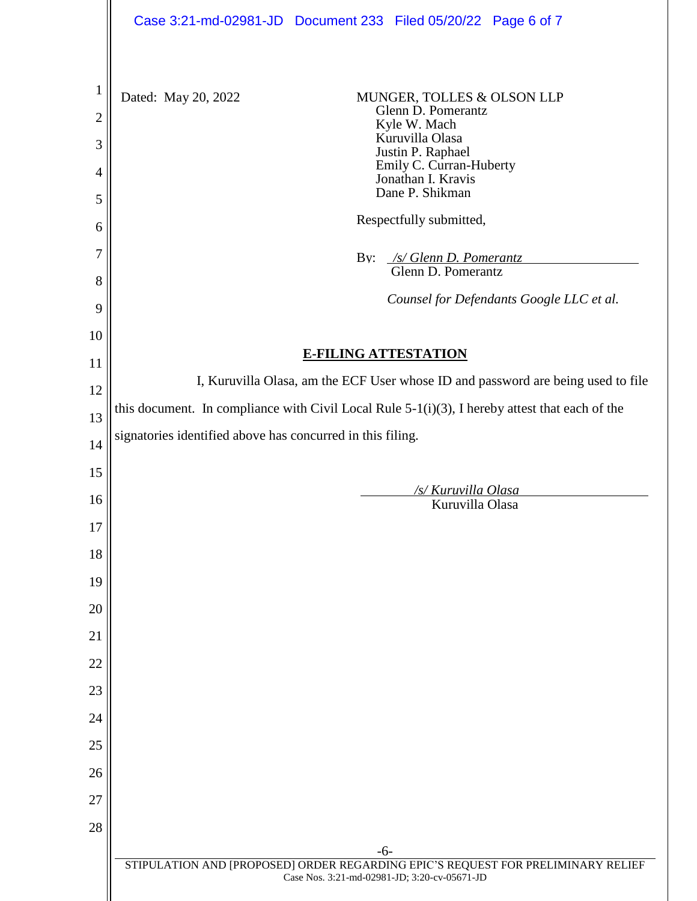Dated: May 20, 2022

MUNGER, TOLLES & OLSON LLP
Glenn D. Pomerantz
Kyle W. Mach
Kuruvilla Olasa
Justin P. Raphael
Emily C. Curran-Huberty
Jonathan I. Kravis
Dane P. Shikman

Respectfully submitted,

By: */s/ Glenn D. Pomerantz*
Glenn D. Pomerantz

*Counsel for Defendants Google LLC et al.*

**E-FILING ATTESTATION**

I, Kuruvilla Olasa, am the ECF User whose ID and password are being used to file this document. In compliance with Civil Local Rule 5-1(i)(3), I hereby attest that each of the signatories identified above has concurred in this filing.

*/s/ Kuruvilla Olasa*
Kuruvilla Olasa

STIPULATION AND [PROPOSED] ORDER REGARDING EPIC'S REQUEST FOR PRELIMINARY RELIEF
Case Nos. 3:21-md-02981-JD; 3:20-cv-05671-JD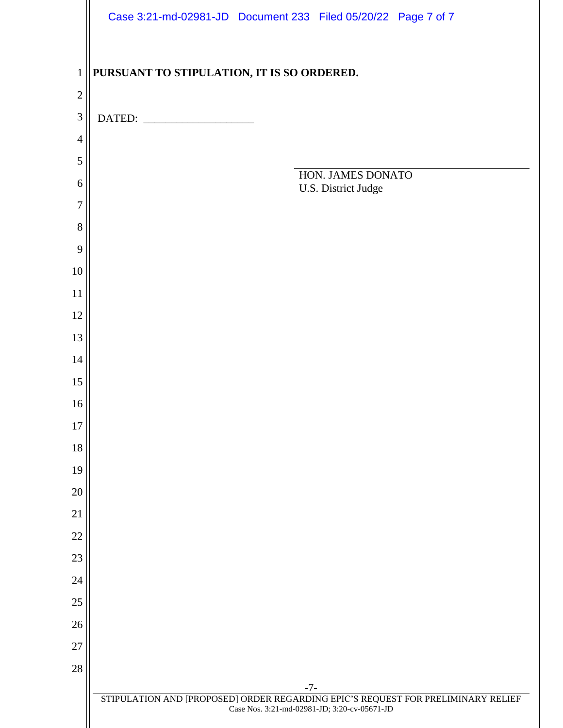**PURSUANT TO STIPULATION, IT IS SO ORDERED.**

DATED: ____________________

HON. JAMES DONATO
U.S. District Judge